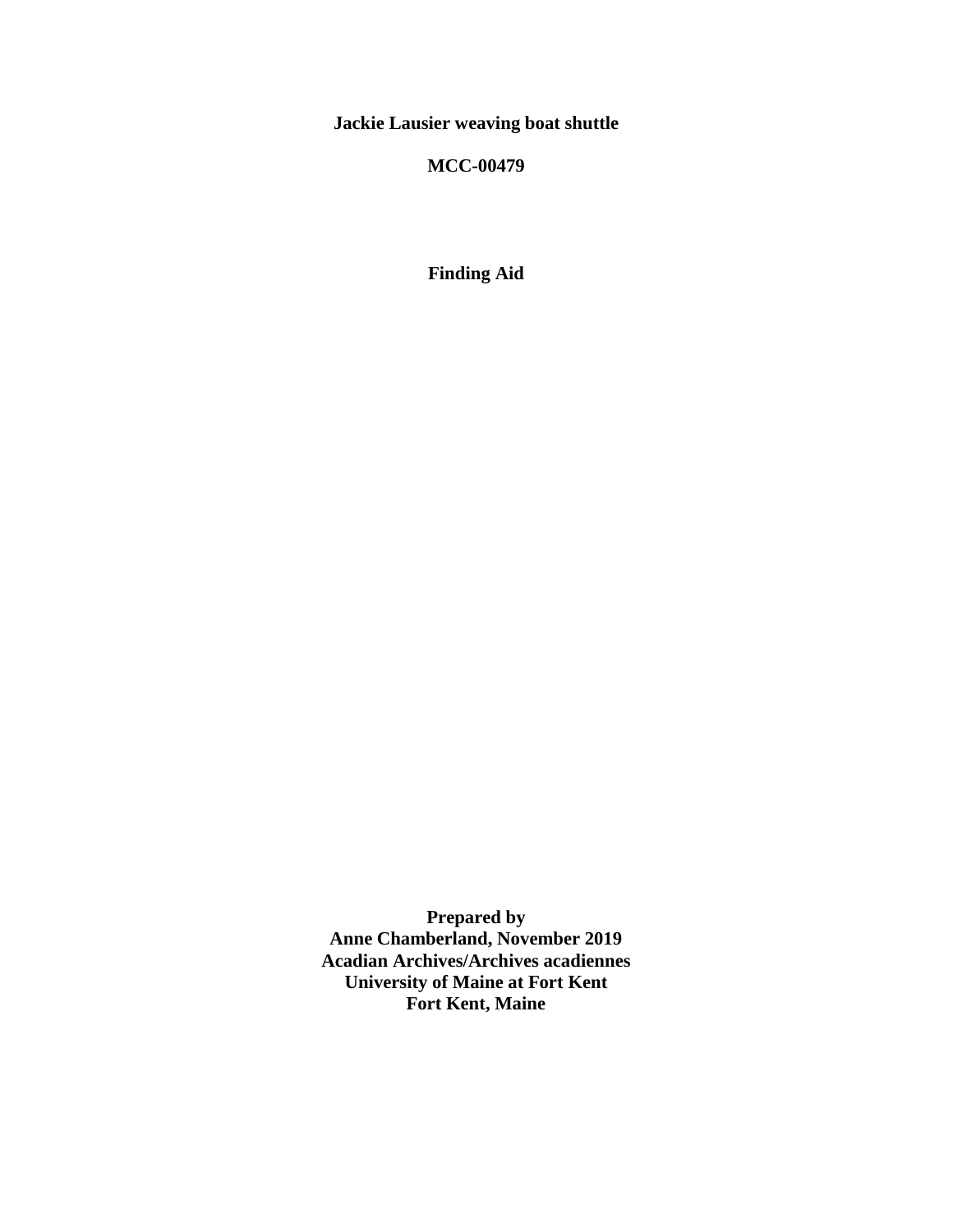# Jackie Lausier weaving boat shuttle

**MCC-00479**

**Finding Aid**

**Prepared by**
**Anne Chamberland, November 2019**
**Acadian Archives/Archives acadiennes**
**University of Maine at Fort Kent**
**Fort Kent, Maine**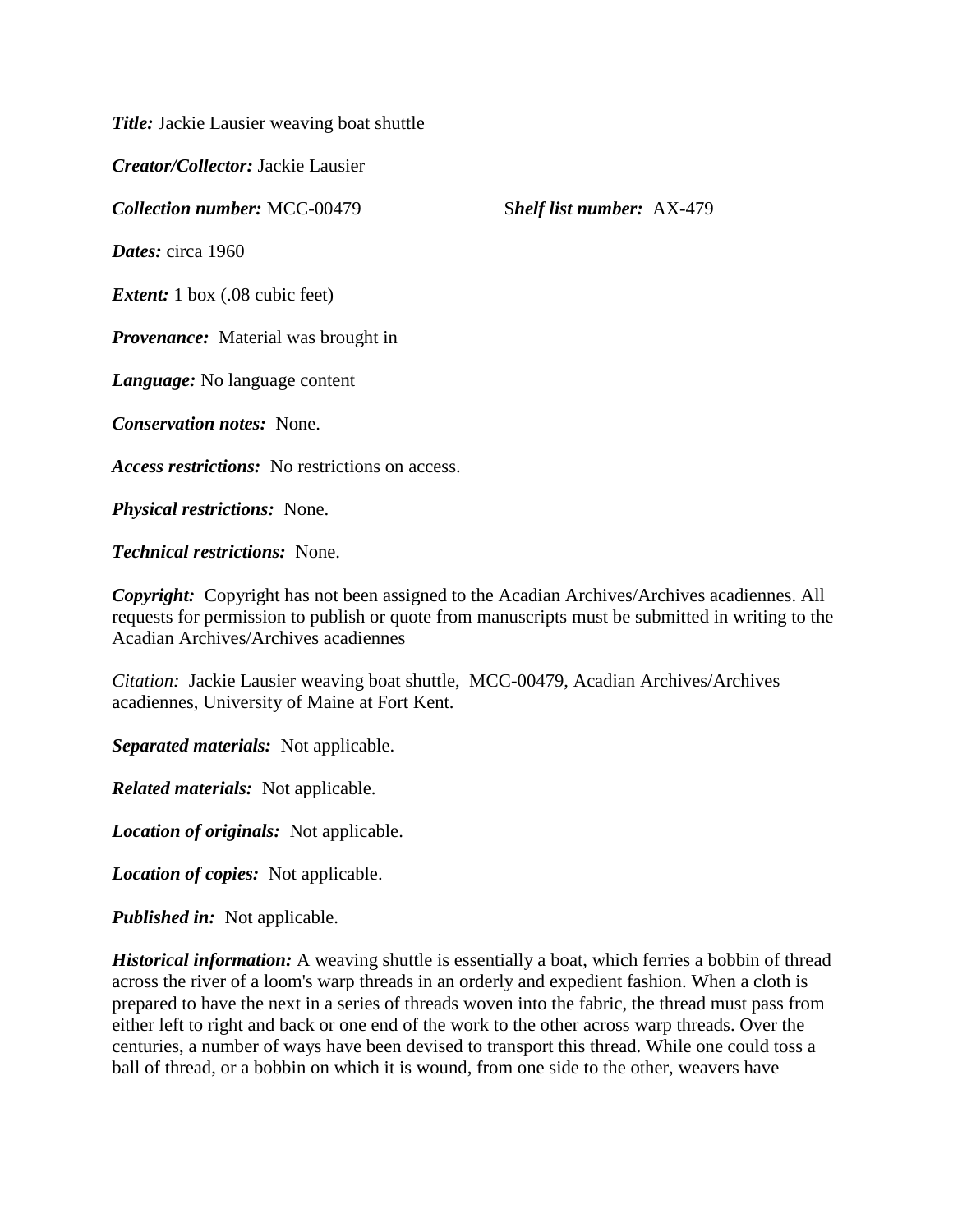***Title:*** Jackie Lausier weaving boat shuttle

***Creator/Collector:*** Jackie Lausier

***Collection number:*** MCC-00479 S***helf list number:*** AX-479

***Dates:*** circa 1960

***Extent:*** 1 box (.08 cubic feet)

***Provenance:*** Material was brought in

***Language:*** No language content

***Conservation notes:*** None.

***Access restrictions:*** No restrictions on access.

***Physical restrictions:*** None.

***Technical restrictions:*** None.

***Copyright:*** Copyright has not been assigned to the Acadian Archives/Archives acadiennes. All requests for permission to publish or quote from manuscripts must be submitted in writing to the Acadian Archives/Archives acadiennes

*Citation:* Jackie Lausier weaving boat shuttle, MCC-00479, Acadian Archives/Archives acadiennes, University of Maine at Fort Kent.

***Separated materials:*** Not applicable.

***Related materials:*** Not applicable.

***Location of originals:*** Not applicable.

***Location of copies:*** Not applicable.

***Published in:*** Not applicable.

***Historical information:*** A weaving shuttle is essentially a boat, which ferries a bobbin of thread across the river of a loom's warp threads in an orderly and expedient fashion. When a cloth is prepared to have the next in a series of threads woven into the fabric, the thread must pass from either left to right and back or one end of the work to the other across warp threads. Over the centuries, a number of ways have been devised to transport this thread. While one could toss a ball of thread, or a bobbin on which it is wound, from one side to the other, weavers have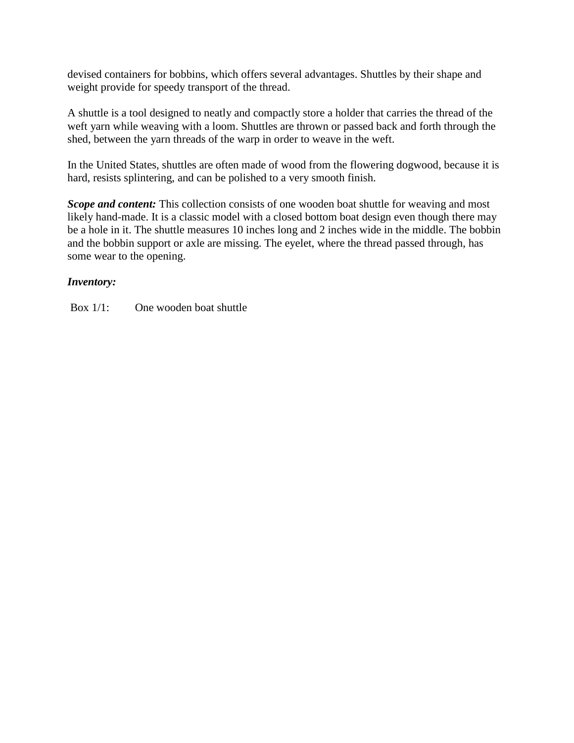devised containers for bobbins, which offers several advantages. Shuttles by their shape and weight provide for speedy transport of the thread.

A shuttle is a tool designed to neatly and compactly store a holder that carries the thread of the weft yarn while weaving with a loom. Shuttles are thrown or passed back and forth through the shed, between the yarn threads of the warp in order to weave in the weft.

In the United States, shuttles are often made of wood from the flowering dogwood, because it is hard, resists splintering, and can be polished to a very smooth finish.

***Scope and content:*** This collection consists of one wooden boat shuttle for weaving and most likely hand-made. It is a classic model with a closed bottom boat design even though there may be a hole in it. The shuttle measures 10 inches long and 2 inches wide in the middle. The bobbin and the bobbin support or axle are missing. The eyelet, where the thread passed through, has some wear to the opening.

***Inventory:***

Box 1/1: One wooden boat shuttle